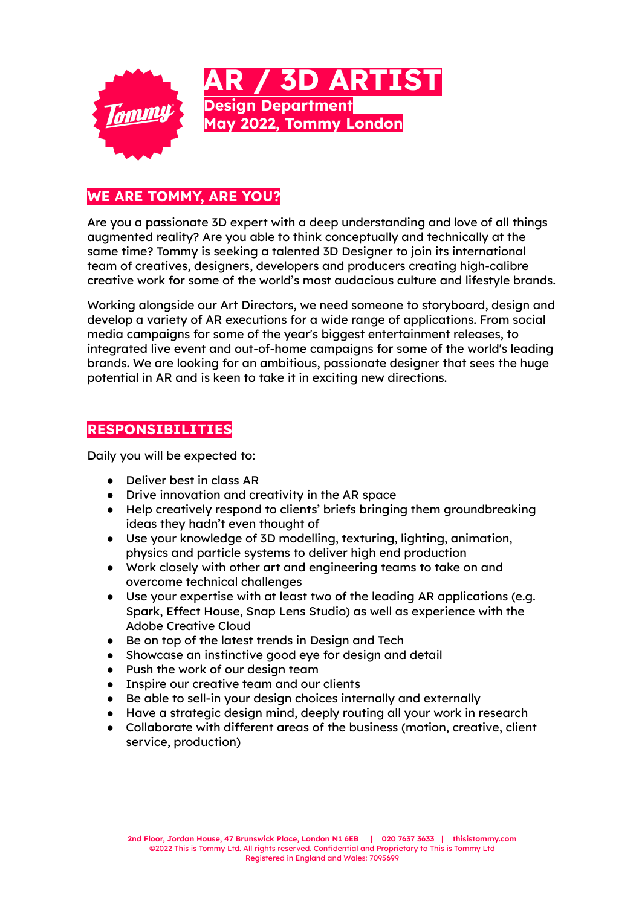# AR / 3D ARTIST

**Design Department**
**May 2022, Tommy London**

## WE ARE TOMMY, ARE YOU?

Are you a passionate 3D expert with a deep understanding and love of all things augmented reality? Are you able to think conceptually and technically at the same time? Tommy is seeking a talented 3D Designer to join its international team of creatives, designers, developers and producers creating high-calibre creative work for some of the world's most audacious culture and lifestyle brands.

Working alongside our Art Directors, we need someone to storyboard, design and develop a variety of AR executions for a wide range of applications. From social media campaigns for some of the year's biggest entertainment releases, to integrated live event and out-of-home campaigns for some of the world's leading brands. We are looking for an ambitious, passionate designer that sees the huge potential in AR and is keen to take it in exciting new directions.

## RESPONSIBILITIES

Daily you will be expected to:

- Deliver best in class AR
- Drive innovation and creativity in the AR space
- Help creatively respond to clients' briefs bringing them groundbreaking ideas they hadn't even thought of
- Use your knowledge of 3D modelling, texturing, lighting, animation, physics and particle systems to deliver high end production
- Work closely with other art and engineering teams to take on and overcome technical challenges
- Use your expertise with at least two of the leading AR applications (e.g. Spark, Effect House, Snap Lens Studio) as well as experience with the Adobe Creative Cloud
- Be on top of the latest trends in Design and Tech
- Showcase an instinctive good eye for design and detail
- Push the work of our design team
- Inspire our creative team and our clients
- Be able to sell-in your design choices internally and externally
- Have a strategic design mind, deeply routing all your work in research
- Collaborate with different areas of the business (motion, creative, client service, production)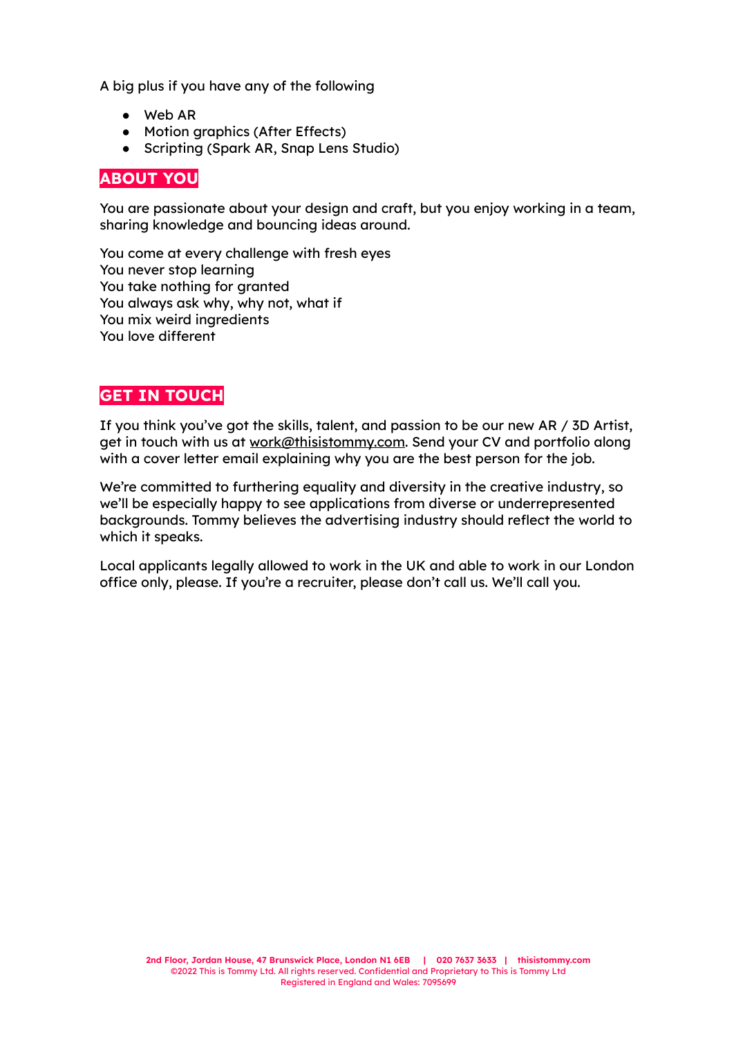A big plus if you have any of the following

- Web AR
- Motion graphics (After Effects)
- Scripting (Spark AR, Snap Lens Studio)

## ABOUT YOU

You are passionate about your design and craft, but you enjoy working in a team, sharing knowledge and bouncing ideas around.

You come at every challenge with fresh eyes
You never stop learning
You take nothing for granted
You always ask why, why not, what if
You mix weird ingredients
You love different

## GET IN TOUCH

If you think you've got the skills, talent, and passion to be our new AR / 3D Artist, get in touch with us at work@thisistommy.com. Send your CV and portfolio along with a cover letter email explaining why you are the best person for the job.

We're committed to furthering equality and diversity in the creative industry, so we'll be especially happy to see applications from diverse or underrepresented backgrounds. Tommy believes the advertising industry should reflect the world to which it speaks.

Local applicants legally allowed to work in the UK and able to work in our London office only, please. If you're a recruiter, please don't call us. We'll call you.